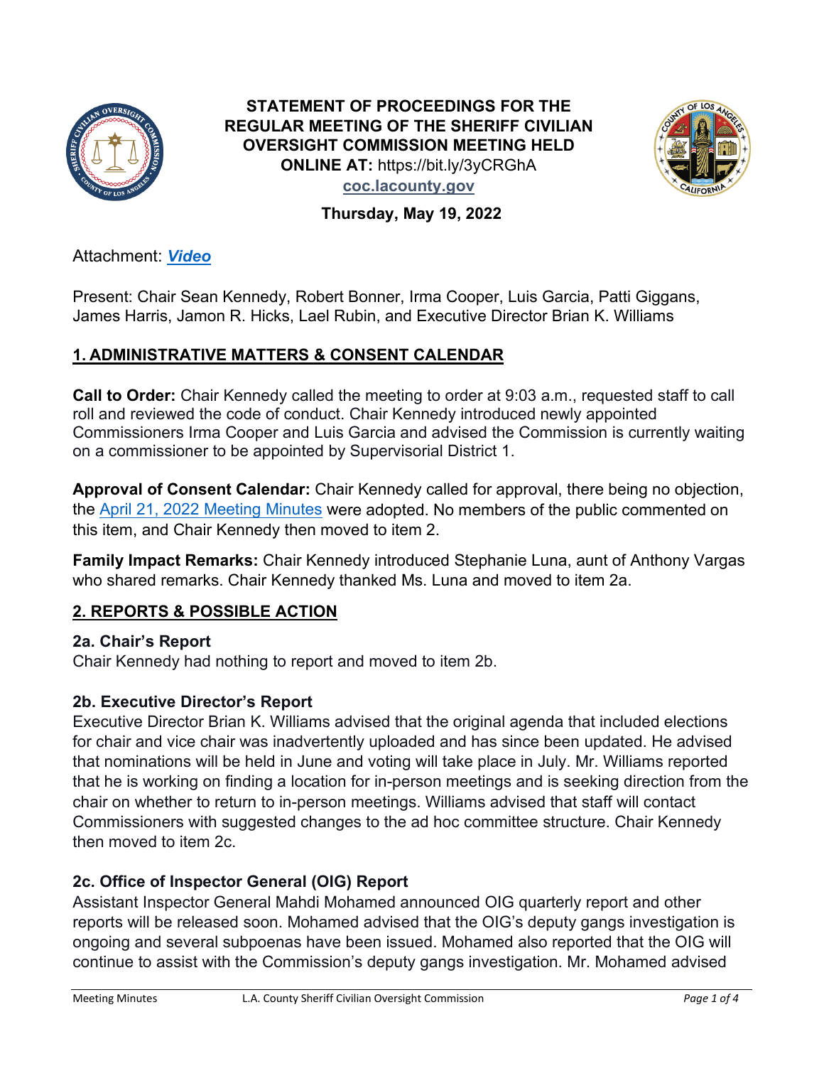**STATEMENT OF PROCEEDINGS FOR THE REGULAR MEETING OF THE SHERIFF CIVILIAN OVERSIGHT COMMISSION MEETING HELD**
**ONLINE AT:** https://bit.ly/3yCRGhA
**coc.lacounty.gov**

**Thursday, May 19, 2022**

Attachment: ***Video***

Present: Chair Sean Kennedy, Robert Bonner, Irma Cooper, Luis Garcia, Patti Giggans, James Harris, Jamon R. Hicks, Lael Rubin, and Executive Director Brian K. Williams

## 1. ADMINISTRATIVE MATTERS & CONSENT CALENDAR

**Call to Order:** Chair Kennedy called the meeting to order at 9:03 a.m., requested staff to call roll and reviewed the code of conduct. Chair Kennedy introduced newly appointed Commissioners Irma Cooper and Luis Garcia and advised the Commission is currently waiting on a commissioner to be appointed by Supervisorial District 1.

**Approval of Consent Calendar:** Chair Kennedy called for approval, there being no objection, the April 21, 2022 Meeting Minutes were adopted. No members of the public commented on this item, and Chair Kennedy then moved to item 2.

**Family Impact Remarks:** Chair Kennedy introduced Stephanie Luna, aunt of Anthony Vargas who shared remarks. Chair Kennedy thanked Ms. Luna and moved to item 2a.

## 2. REPORTS & POSSIBLE ACTION

### 2a. Chair's Report

Chair Kennedy had nothing to report and moved to item 2b.

### 2b. Executive Director's Report

Executive Director Brian K. Williams advised that the original agenda that included elections for chair and vice chair was inadvertently uploaded and has since been updated. He advised that nominations will be held in June and voting will take place in July. Mr. Williams reported that he is working on finding a location for in-person meetings and is seeking direction from the chair on whether to return to in-person meetings. Williams advised that staff will contact Commissioners with suggested changes to the ad hoc committee structure. Chair Kennedy then moved to item 2c.

### 2c. Office of Inspector General (OIG) Report

Assistant Inspector General Mahdi Mohamed announced OIG quarterly report and other reports will be released soon. Mohamed advised that the OIG's deputy gangs investigation is ongoing and several subpoenas have been issued. Mohamed also reported that the OIG will continue to assist with the Commission's deputy gangs investigation. Mr. Mohamed advised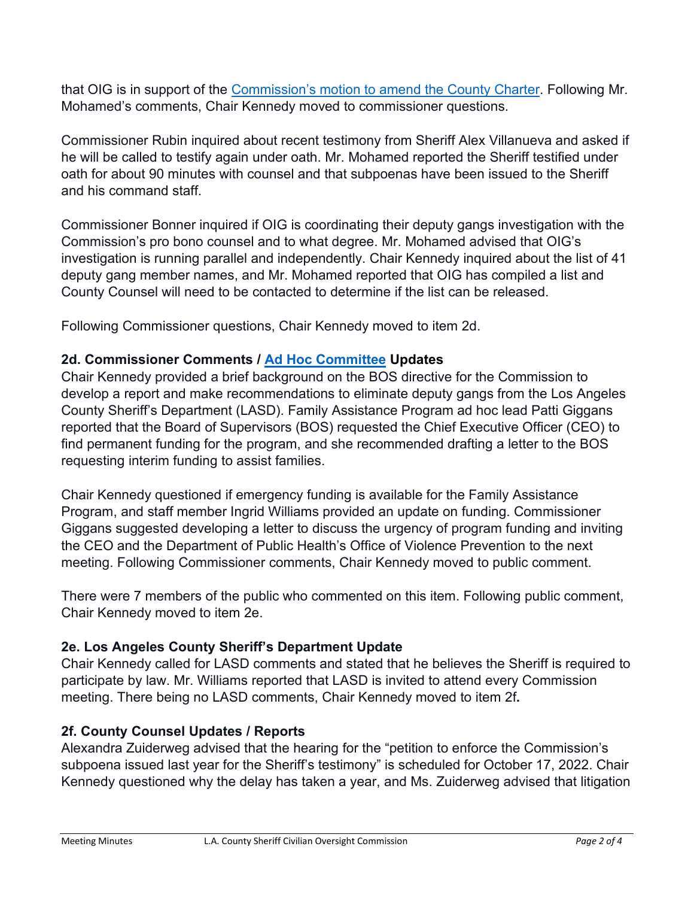that OIG is in support of the [Commission's motion to amend the County Charter](). Following Mr. Mohamed's comments, Chair Kennedy moved to commissioner questions.

Commissioner Rubin inquired about recent testimony from Sheriff Alex Villanueva and asked if he will be called to testify again under oath. Mr. Mohamed reported the Sheriff testified under oath for about 90 minutes with counsel and that subpoenas have been issued to the Sheriff and his command staff.

Commissioner Bonner inquired if OIG is coordinating their deputy gangs investigation with the Commission's pro bono counsel and to what degree. Mr. Mohamed advised that OIG's investigation is running parallel and independently. Chair Kennedy inquired about the list of 41 deputy gang member names, and Mr. Mohamed reported that OIG has compiled a list and County Counsel will need to be contacted to determine if the list can be released.

Following Commissioner questions, Chair Kennedy moved to item 2d.

### 2d. Commissioner Comments / [Ad Hoc Committee]() Updates

Chair Kennedy provided a brief background on the BOS directive for the Commission to develop a report and make recommendations to eliminate deputy gangs from the Los Angeles County Sheriff's Department (LASD). Family Assistance Program ad hoc lead Patti Giggans reported that the Board of Supervisors (BOS) requested the Chief Executive Officer (CEO) to find permanent funding for the program, and she recommended drafting a letter to the BOS requesting interim funding to assist families.

Chair Kennedy questioned if emergency funding is available for the Family Assistance Program, and staff member Ingrid Williams provided an update on funding. Commissioner Giggans suggested developing a letter to discuss the urgency of program funding and inviting the CEO and the Department of Public Health's Office of Violence Prevention to the next meeting. Following Commissioner comments, Chair Kennedy moved to public comment.

There were 7 members of the public who commented on this item. Following public comment, Chair Kennedy moved to item 2e.

### 2e. Los Angeles County Sheriff's Department Update

Chair Kennedy called for LASD comments and stated that he believes the Sheriff is required to participate by law. Mr. Williams reported that LASD is invited to attend every Commission meeting. There being no LASD comments, Chair Kennedy moved to item 2f**.**

### 2f. County Counsel Updates / Reports

Alexandra Zuiderweg advised that the hearing for the "petition to enforce the Commission's subpoena issued last year for the Sheriff's testimony" is scheduled for October 17, 2022. Chair Kennedy questioned why the delay has taken a year, and Ms. Zuiderweg advised that litigation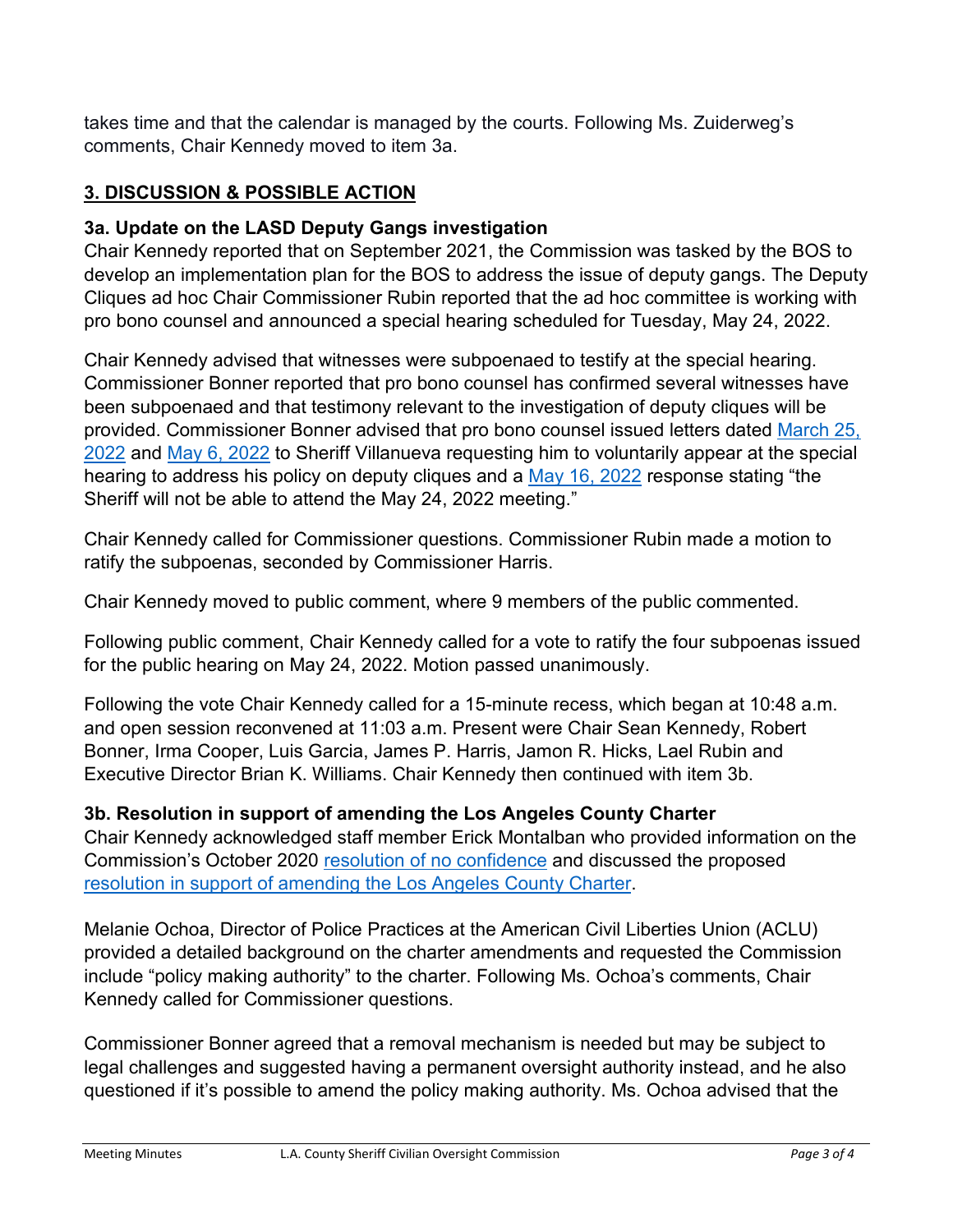takes time and that the calendar is managed by the courts. Following Ms. Zuiderweg's comments, Chair Kennedy moved to item 3a.

## **3. DISCUSSION & POSSIBLE ACTION**

### 3a. Update on the LASD Deputy Gangs investigation

Chair Kennedy reported that on September 2021, the Commission was tasked by the BOS to develop an implementation plan for the BOS to address the issue of deputy gangs. The Deputy Cliques ad hoc Chair Commissioner Rubin reported that the ad hoc committee is working with pro bono counsel and announced a special hearing scheduled for Tuesday, May 24, 2022.

Chair Kennedy advised that witnesses were subpoenaed to testify at the special hearing. Commissioner Bonner reported that pro bono counsel has confirmed several witnesses have been subpoenaed and that testimony relevant to the investigation of deputy cliques will be provided. Commissioner Bonner advised that pro bono counsel issued letters dated March 25, 2022 and May 6, 2022 to Sheriff Villanueva requesting him to voluntarily appear at the special hearing to address his policy on deputy cliques and a May 16, 2022 response stating "the Sheriff will not be able to attend the May 24, 2022 meeting."

Chair Kennedy called for Commissioner questions. Commissioner Rubin made a motion to ratify the subpoenas, seconded by Commissioner Harris.

Chair Kennedy moved to public comment, where 9 members of the public commented.

Following public comment, Chair Kennedy called for a vote to ratify the four subpoenas issued for the public hearing on May 24, 2022. Motion passed unanimously.

Following the vote Chair Kennedy called for a 15-minute recess, which began at 10:48 a.m. and open session reconvened at 11:03 a.m. Present were Chair Sean Kennedy, Robert Bonner, Irma Cooper, Luis Garcia, James P. Harris, Jamon R. Hicks, Lael Rubin and Executive Director Brian K. Williams. Chair Kennedy then continued with item 3b.

### 3b. Resolution in support of amending the Los Angeles County Charter

Chair Kennedy acknowledged staff member Erick Montalban who provided information on the Commission's October 2020 resolution of no confidence and discussed the proposed resolution in support of amending the Los Angeles County Charter.

Melanie Ochoa, Director of Police Practices at the American Civil Liberties Union (ACLU) provided a detailed background on the charter amendments and requested the Commission include "policy making authority" to the charter. Following Ms. Ochoa's comments, Chair Kennedy called for Commissioner questions.

Commissioner Bonner agreed that a removal mechanism is needed but may be subject to legal challenges and suggested having a permanent oversight authority instead, and he also questioned if it's possible to amend the policy making authority. Ms. Ochoa advised that the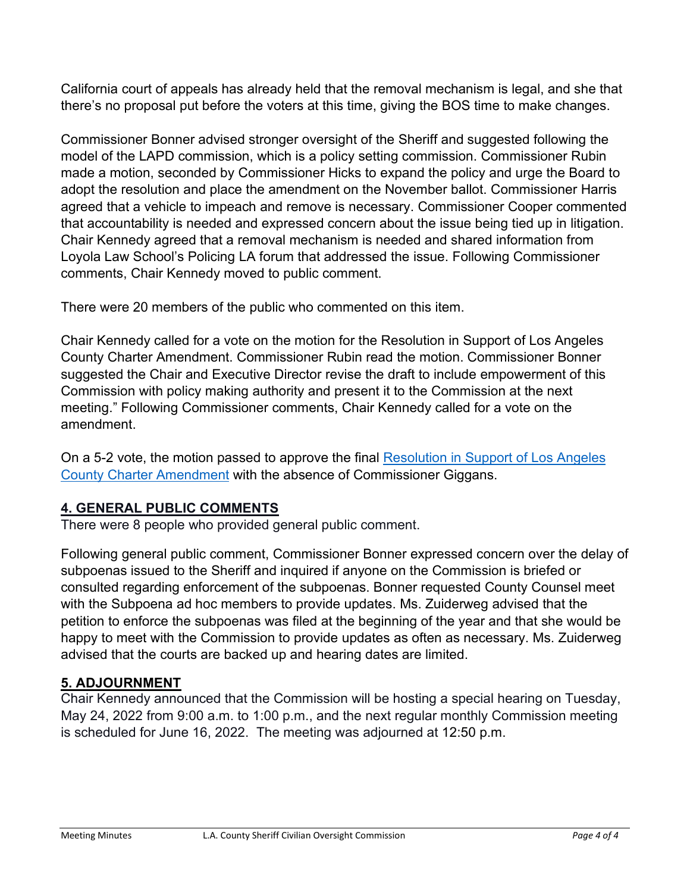California court of appeals has already held that the removal mechanism is legal, and she that there's no proposal put before the voters at this time, giving the BOS time to make changes.

Commissioner Bonner advised stronger oversight of the Sheriff and suggested following the model of the LAPD commission, which is a policy setting commission. Commissioner Rubin made a motion, seconded by Commissioner Hicks to expand the policy and urge the Board to adopt the resolution and place the amendment on the November ballot. Commissioner Harris agreed that a vehicle to impeach and remove is necessary. Commissioner Cooper commented that accountability is needed and expressed concern about the issue being tied up in litigation. Chair Kennedy agreed that a removal mechanism is needed and shared information from Loyola Law School's Policing LA forum that addressed the issue. Following Commissioner comments, Chair Kennedy moved to public comment.

There were 20 members of the public who commented on this item.

Chair Kennedy called for a vote on the motion for the Resolution in Support of Los Angeles County Charter Amendment. Commissioner Rubin read the motion. Commissioner Bonner suggested the Chair and Executive Director revise the draft to include empowerment of this Commission with policy making authority and present it to the Commission at the next meeting." Following Commissioner comments, Chair Kennedy called for a vote on the amendment.

On a 5-2 vote, the motion passed to approve the final Resolution in Support of Los Angeles County Charter Amendment with the absence of Commissioner Giggans.

## 4. GENERAL PUBLIC COMMENTS

There were 8 people who provided general public comment.

Following general public comment, Commissioner Bonner expressed concern over the delay of subpoenas issued to the Sheriff and inquired if anyone on the Commission is briefed or consulted regarding enforcement of the subpoenas. Bonner requested County Counsel meet with the Subpoena ad hoc members to provide updates. Ms. Zuiderweg advised that the petition to enforce the subpoenas was filed at the beginning of the year and that she would be happy to meet with the Commission to provide updates as often as necessary. Ms. Zuiderweg advised that the courts are backed up and hearing dates are limited.

## 5. ADJOURNMENT

Chair Kennedy announced that the Commission will be hosting a special hearing on Tuesday, May 24, 2022 from 9:00 a.m. to 1:00 p.m., and the next regular monthly Commission meeting is scheduled for June 16, 2022. The meeting was adjourned at 12:50 p.m.